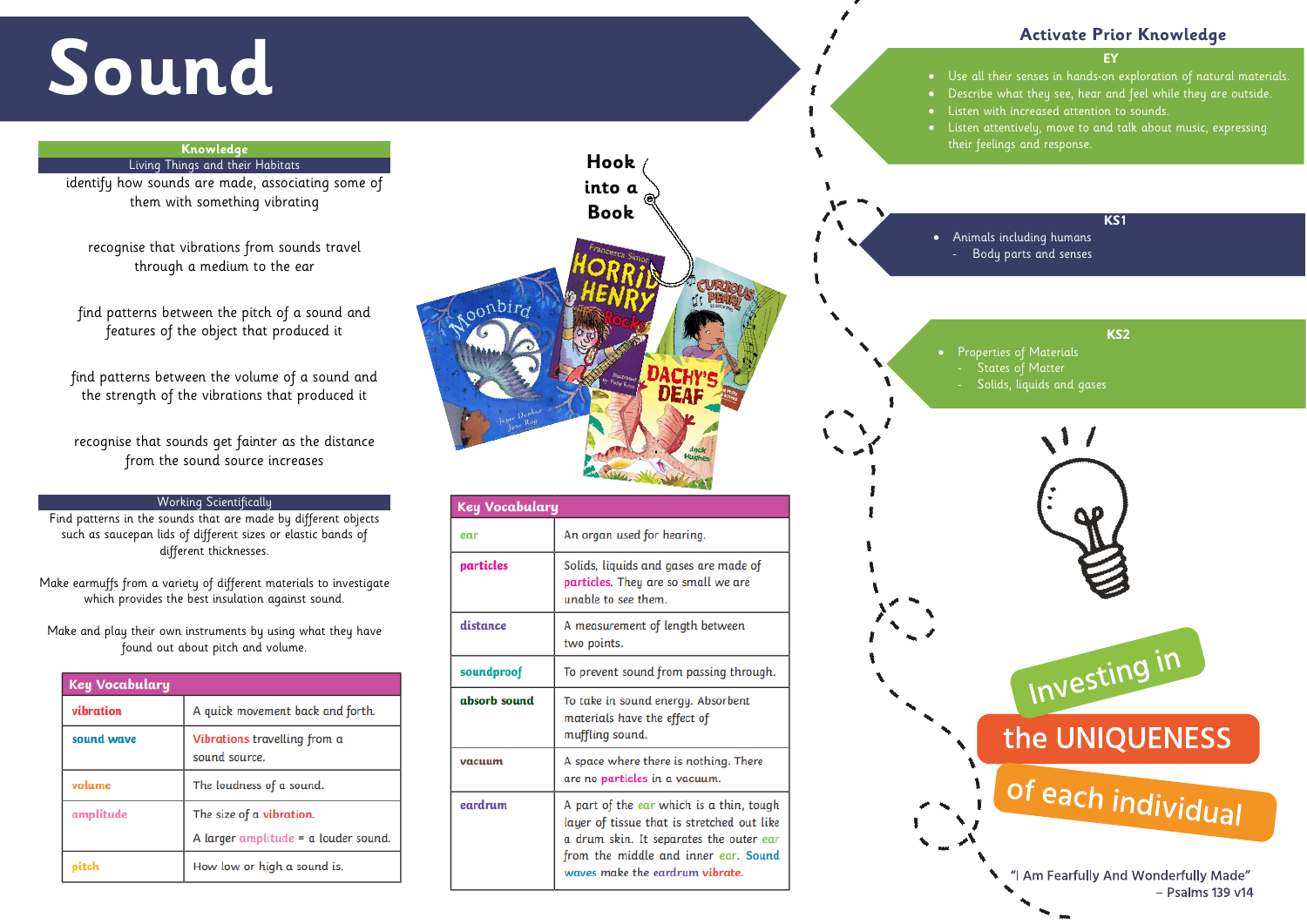# Sound

## Knowledge

### Living Things and their Habitats

identify how sounds are made, associating some of them with something vibrating

recognise that vibrations from sounds travel through a medium to the ear

find patterns between the pitch of a sound and features of the object that produced it

find patterns between the volume of a sound and the strength of the vibrations that produced it

recognise that sounds get fainter as the distance from the sound source increases

### Working Scientifically

Find patterns in the sounds that are made by different objects such as saucepan lids of different sizes or elastic bands of different thicknesses.

Make earmuffs from a variety of different materials to investigate which provides the best insulation against sound.

Make and play their own instruments by using what they have found out about pitch and volume.

| Key Vocabulary | |
|---|---|
| **vibration** | A quick movement back and forth. |
| **sound wave** | Vibrations travelling from a sound source. |
| **volume** | The loudness of a sound. |
| **amplitude** | The size of a vibration. A larger amplitude = a louder sound. |
| **pitch** | How low or high a sound is. |

## Hook into a Book

| Key Vocabulary | |
|---|---|
| **ear** | An organ used for hearing. |
| **particles** | Solids, liquids and gases are made of particles. They are so small we are unable to see them. |
| **distance** | A measurement of length between two points. |
| **soundproof** | To prevent sound from passing through. |
| **absorb sound** | To take in sound energy. Absorbent materials have the effect of muffling sound. |
| **vacuum** | A space where there is nothing. There are no particles in a vacuum. |
| **eardrum** | A part of the ear which is a thin, tough layer of tissue that is stretched out like a drum skin. It separates the outer ear from the middle and inner ear. Sound waves make the eardrum vibrate. |

## Activate Prior Knowledge

### EY

- Use all their senses in hands-on exploration of natural materials.
- Describe what they see, hear and feel while they are outside.
- Listen with increased attention to sounds.
- Listen attentively, move to and talk about music, expressing their feelings and response.

### KS1

- Animals including humans
  - Body parts and senses

### KS2

- Properties of Materials
  - States of Matter
  - Solids, liquids and gases

Investing in the UNIQUENESS of each individual

"I Am Fearfully And Wonderfully Made" – Psalms 139 v14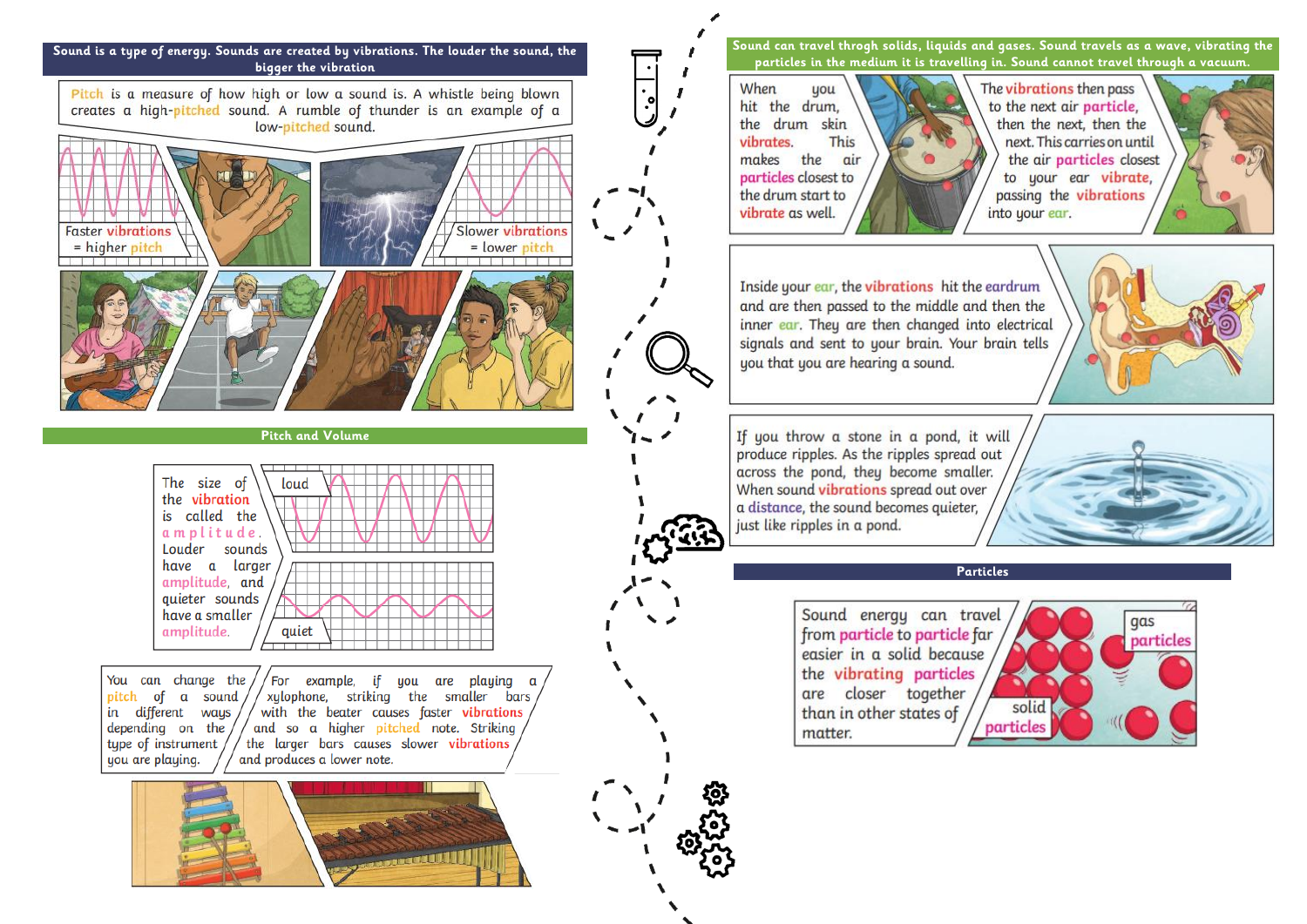## Sound is a type of energy. Sounds are created by vibrations. The louder the sound, the bigger the vibration

Pitch is a measure of how high or low a sound is. A whistle being blown creates a high-pitched sound. A rumble of thunder is an example of a low-pitched sound.

Faster vibrations = higher pitch

Slower vibrations = lower pitch

## Pitch and Volume

The size of the vibration is called the amplitude. Louder sounds have a larger amplitude, and quieter sounds have a smaller amplitude.

loud

quiet

You can change the pitch of a sound in different ways depending on the type of instrument you are playing.

For example, if you are playing a xylophone, striking the smaller bars with the beater causes faster vibrations and so a higher pitched note. Striking the larger bars causes slower vibrations and produces a lower note.

## Sound can travel throgh solids, liquids and gases. Sound travels as a wave, vibrating the particles in the medium it is travelling in. Sound cannot travel through a vacuum.

When you hit the drum, the drum skin vibrates. This makes the air particles closest to the drum start to vibrate as well.

The vibrations then pass to the next air particle, then the next, then the next. This carries on until the air particles closest to your ear vibrate, passing the vibrations into your ear.

Inside your ear, the vibrations hit the eardrum and are then passed to the middle and then the inner ear. They are then changed into electrical signals and sent to your brain. Your brain tells you that you are hearing a sound.

If you throw a stone in a pond, it will produce ripples. As the ripples spread out across the pond, they become smaller. When sound vibrations spread out over a distance, the sound becomes quieter, just like ripples in a pond.

## Particles

Sound energy can travel from particle to particle far easier in a solid because the vibrating particles are closer together than in other states of matter.

gas particles

solid particles